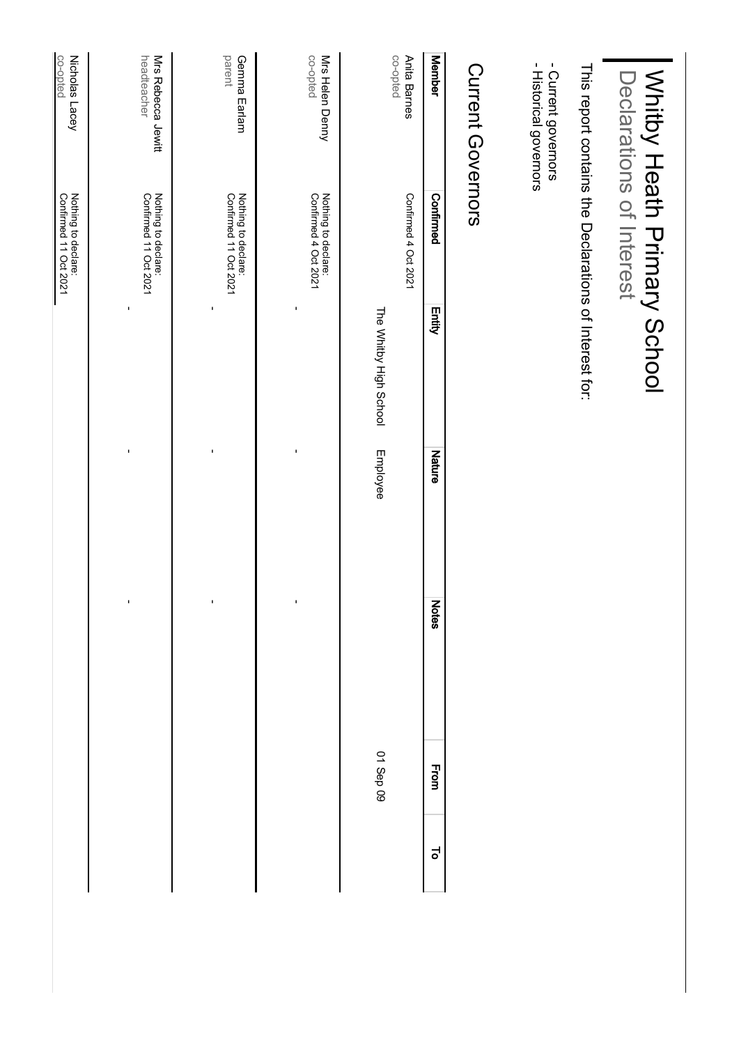# Whitby Heath Primary School

## Declarations of Interest

This report contains the Declarations of Interest for:

- Current governors
- Historical governors

## Current Governors

| Member | Confirmed | Entity | Nature | Notes | From | To |
|---|---|---|---|---|---|---|
| Anita Barnes<br>co-opted | Confirmed 4 Oct 2021 | | | | | |
| | | The Whitby High School | Employee | | 01 Sep 09 | |
| Mrs Helen Denny<br>co-opted | Nothing to declare:<br>Confirmed 4 Oct 2021 | - | - | - | | |
| Gemma Earlam<br>parent | Nothing to declare:<br>Confirmed 11 Oct 2021 | - | - | - | | |
| Mrs Rebecca Jewitt<br>headteacher | Nothing to declare:<br>Confirmed 11 Oct 2021 | - | - | - | | |
| Nicholas Lacey<br>co-opted | Nothing to declare:<br>Confirmed 11 Oct 2021 | | | | | |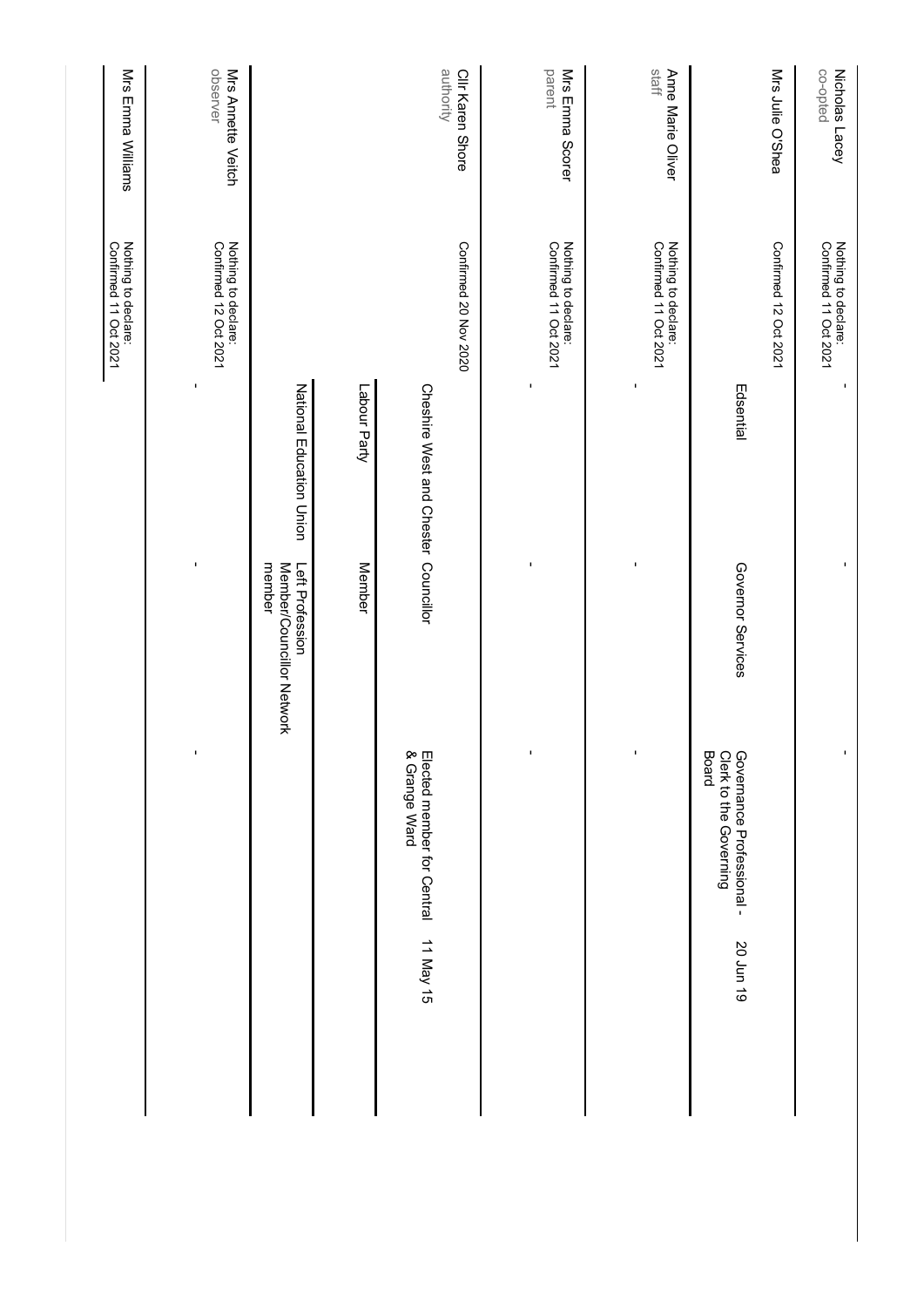| Nicholas Lacey<br>co-opted | Nothing to declare:<br>Confirmed 11 Oct 2021 | - | - | - | |
|---|---|---|---|---|---|
| Mrs Julie O'Shea | Confirmed 12 Oct 2021 | Edsential | Governor Services | Governance Professional - Clerk to the Governing Board | 20 Jun 19 |
| Anne Marie Oliver<br>staff | Nothing to declare:<br>Confirmed 11 Oct 2021 | - | - | - | |
| Mrs Emma Scorer<br>parent | Nothing to declare:<br>Confirmed 11 Oct 2021 | - | - | - | |
| Cllr Karen Shore<br>authority | Confirmed 20 Nov 2020 | Cheshire West and Chester | Councillor | Elected member for Central & Grange Ward | 11 May 15 |
| | | Labour Party | Member | | |
| | | National Education Union | Left Profession Member/Councillor Network member | | |
| Mrs Annette Veitch<br>observer | Nothing to declare:<br>Confirmed 12 Oct 2021 | - | - | - | |
| Mrs Emma Williams | Nothing to declare:<br>Confirmed 11 Oct 2021 | | | | |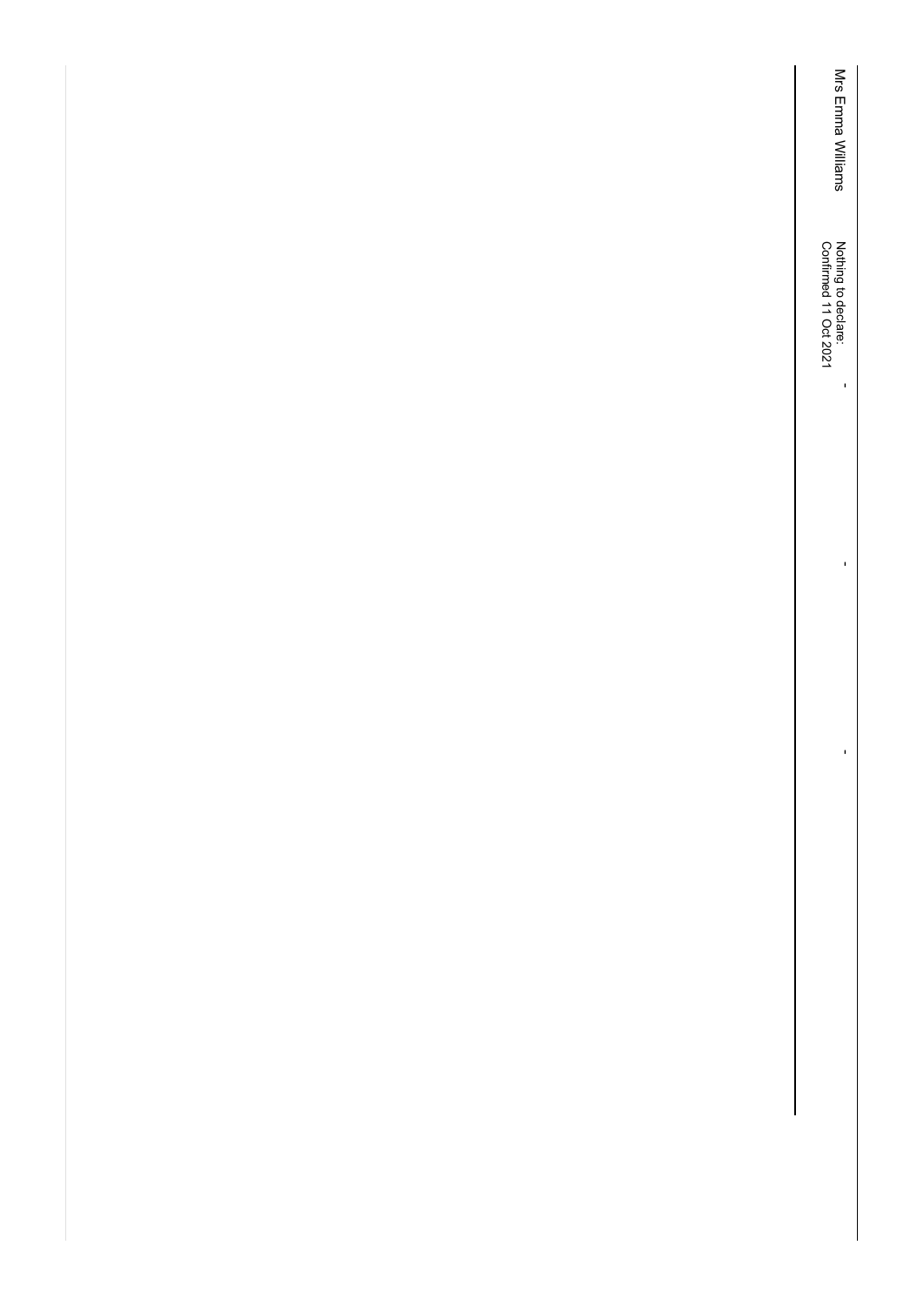| | | | | |
|---|---|---|---|---|
| Mrs Emma Williams | Nothing to declare: Confirmed 11 Oct 2021 | - | - | - |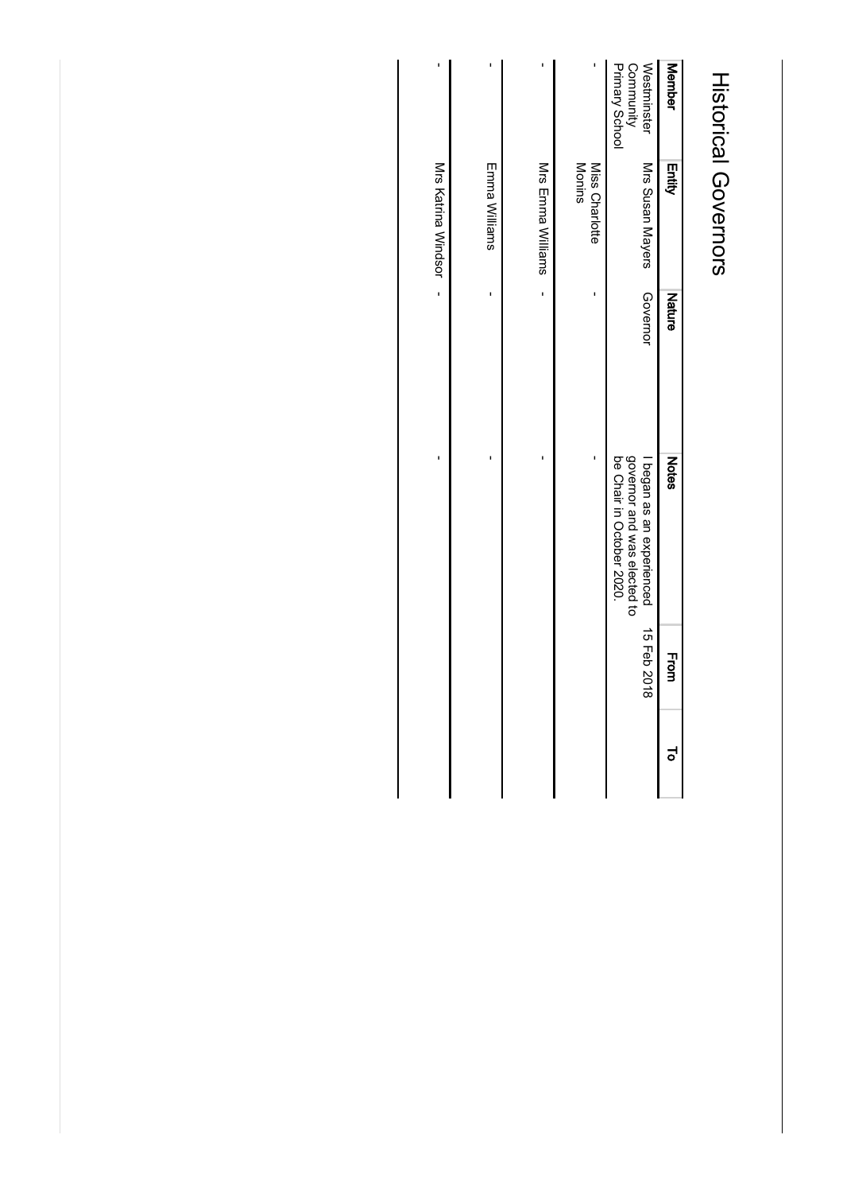# Historical Governors

| Member | Entity | Nature | Notes | From | To |
|---|---|---|---|---|---|
| Westminster Community Primary School | Mrs Susan Mayers | Governor | I began as an experienced governor and was elected to be Chair in October 2020. | 15 Feb 2018 | |
| - | Miss Charlotte Monins | - | - | | |
| - | Mrs Emma Williams | - | - | | |
| - | Emma Williams | - | - | | |
| - | Mrs Katrina Windsor | - | - | | |